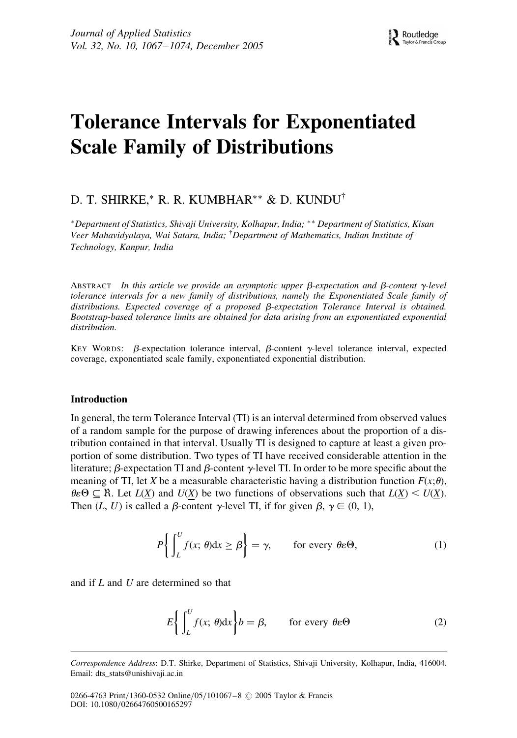# Tolerance Intervals for Exponentiated Scale Family of Distributions

D. T. SHIRKE,* R. R. KUMBHAR** & D. KUNDU†

*Department of Statistics, Shivaji University, Kolhapur, India; ** Department of Statistics, Kisan Veer Mahavidyalaya, Wai Satara, India; †Department of Mathematics, Indian Institute of Technology, Kanpur, India

ABSTRACT *In this article we provide an asymptotic upper $\beta$-expectation and $\beta$-content $\gamma$-level tolerance intervals for a new family of distributions, namely the Exponentiated Scale family of distributions. Expected coverage of a proposed $\beta$-expectation Tolerance Interval is obtained. Bootstrap-based tolerance limits are obtained for data arising from an exponentiated exponential distribution.*

KEY WORDS: $\beta$-expectation tolerance interval, $\beta$-content $\gamma$-level tolerance interval, expected coverage, exponentiated scale family, exponentiated exponential distribution.

## Introduction

In general, the term Tolerance Interval (TI) is an interval determined from observed values of a random sample for the purpose of drawing inferences about the proportion of a distribution contained in that interval. Usually TI is designed to capture at least a given proportion of some distribution. Two types of TI have received considerable attention in the literature; $\beta$-expectation TI and $\beta$-content $\gamma$-level TI. In order to be more specific about the meaning of TI, let $X$ be a measurable characteristic having a distribution function $F(x;\theta)$, $\theta \varepsilon \Theta \subseteq \Re$. Let $L(\underline{X})$ and $U(\underline{X})$ be two functions of observations such that $L(\underline{X}) < U(\underline{X})$. Then $(L, U)$ is called a $\beta$-content $\gamma$-level TI, if for given $\beta$, $\gamma \in (0, 1)$,

$$P\left\{ \int_L^U f(x;\, \theta)\mathrm{d}x \geq \beta \right\} = \gamma, \qquad \text{for every } \theta \varepsilon \Theta, \tag{1}$$

and if $L$ and $U$ are determined so that

$$E\left\{ \int_L^U f(x;\, \theta)\mathrm{d}x \right\} b = \beta, \qquad \text{for every } \theta \varepsilon \Theta \tag{2}$$

---

*Correspondence Address*: D.T. Shirke, Department of Statistics, Shivaji University, Kolhapur, India, 416004. Email: dts_stats@unishivaji.ac.in

0266-4763 Print/1360-0532 Online/05/101067–8 © 2005 Taylor & Francis
DOI: 10.1080/02664760500165297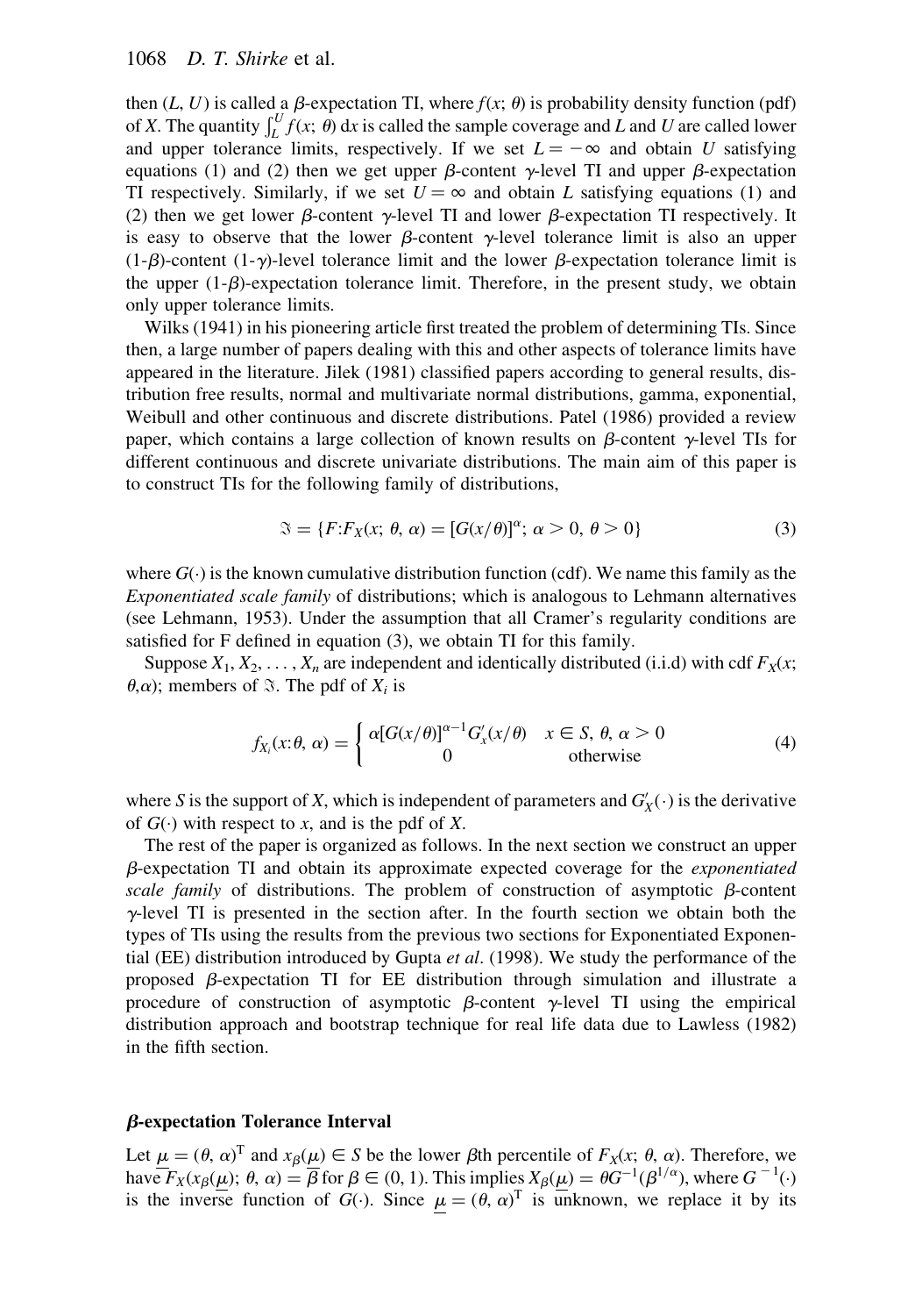then $(L, U)$ is called a $\beta$-expectation TI, where $f(x;\, \theta)$ is probability density function (pdf) of $X$. The quantity $\int_L^U f(x;\, \theta)\, \mathrm{d}x$ is called the sample coverage and $L$ and $U$ are called lower and upper tolerance limits, respectively. If we set $L = -\infty$ and obtain $U$ satisfying equations (1) and (2) then we get upper $\beta$-content $\gamma$-level TI and upper $\beta$-expectation TI respectively. Similarly, if we set $U = \infty$ and obtain $L$ satisfying equations (1) and (2) then we get lower $\beta$-content $\gamma$-level TI and lower $\beta$-expectation TI respectively. It is easy to observe that the lower $\beta$-content $\gamma$-level tolerance limit is also an upper (1-$\beta$)-content (1-$\gamma$)-level tolerance limit and the lower $\beta$-expectation tolerance limit is the upper (1-$\beta$)-expectation tolerance limit. Therefore, in the present study, we obtain only upper tolerance limits.

Wilks (1941) in his pioneering article first treated the problem of determining TIs. Since then, a large number of papers dealing with this and other aspects of tolerance limits have appeared in the literature. Jilek (1981) classified papers according to general results, distribution free results, normal and multivariate normal distributions, gamma, exponential, Weibull and other continuous and discrete distributions. Patel (1986) provided a review paper, which contains a large collection of known results on $\beta$-content $\gamma$-level TIs for different continuous and discrete univariate distributions. The main aim of this paper is to construct TIs for the following family of distributions,

$$\Im = \{F{:}F_X(x;\, \theta,\, \alpha) = [G(x/\theta)]^{\alpha};\ \alpha > 0,\ \theta > 0\} \tag{3}$$

where $G(\cdot)$ is the known cumulative distribution function (cdf). We name this family as the *Exponentiated scale family* of distributions; which is analogous to Lehmann alternatives (see Lehmann, 1953). Under the assumption that all Cramer's regularity conditions are satisfied for F defined in equation (3), we obtain TI for this family.

Suppose $X_1, X_2, \ldots, X_n$ are independent and identically distributed (i.i.d) with cdf $F_X(x;\, \theta, \alpha)$; members of $\Im$. The pdf of $X_i$ is

$$f_{X_i}(x{:}\theta,\, \alpha) = \begin{cases} \alpha[G(x/\theta)]^{\alpha-1} G'_x(x/\theta) & x \in S,\ \theta,\ \alpha > 0 \\ 0 & \text{otherwise} \end{cases} \tag{4}$$

where $S$ is the support of $X$, which is independent of parameters and $G'_X(\cdot)$ is the derivative of $G(\cdot)$ with respect to $x$, and is the pdf of $X$.

The rest of the paper is organized as follows. In the next section we construct an upper $\beta$-expectation TI and obtain its approximate expected coverage for the *exponentiated scale family* of distributions. The problem of construction of asymptotic $\beta$-content $\gamma$-level TI is presented in the section after. In the fourth section we obtain both the types of TIs using the results from the previous two sections for Exponentiated Exponential (EE) distribution introduced by Gupta *et al*. (1998). We study the performance of the proposed $\beta$-expectation TI for EE distribution through simulation and illustrate a procedure of construction of asymptotic $\beta$-content $\gamma$-level TI using the empirical distribution approach and bootstrap technique for real life data due to Lawless (1982) in the fifth section.

## $\beta$-expectation Tolerance Interval

Let $\underline{\mu} = (\theta,\, \alpha)^{\mathrm{T}}$ and $x_\beta(\underline{\mu}) \in S$ be the lower $\beta$th percentile of $F_X(x;\, \theta,\, \alpha)$. Therefore, we have $F_X(x_\beta(\underline{\mu});\, \theta,\, \alpha) = \beta$ for $\beta \in (0, 1)$. This implies $X_\beta(\underline{\mu}) = \theta G^{-1}(\beta^{1/\alpha})$, where $G^{-1}(\cdot)$ is the inverse function of $G(\cdot)$. Since $\underline{\mu} = (\theta,\, \alpha)^{\mathrm{T}}$ is unknown, we replace it by its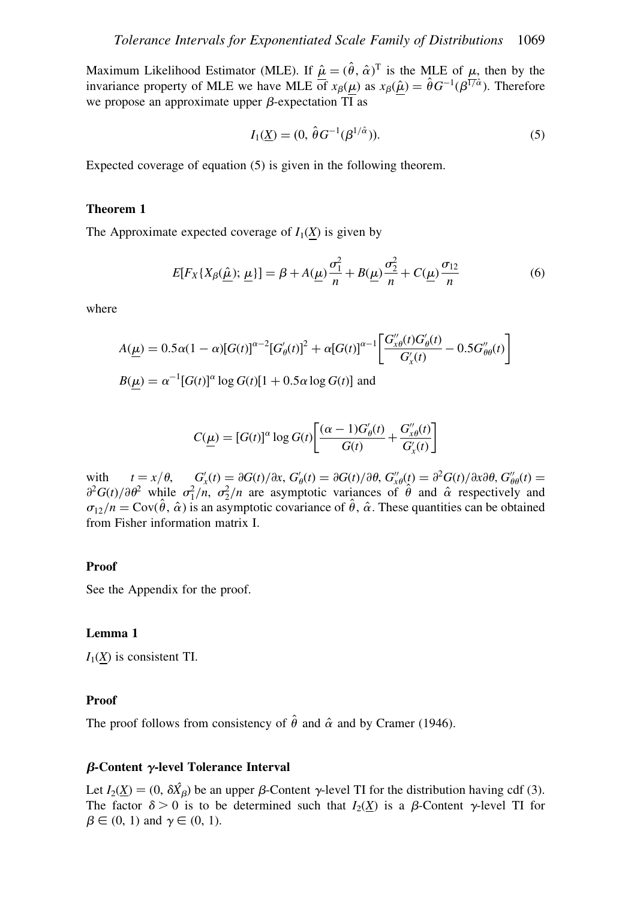Maximum Likelihood Estimator (MLE). If $\underline{\hat{\mu}} = (\hat{\theta}, \hat{\alpha})^{\mathrm{T}}$ is the MLE of $\underline{\mu}$, then by the invariance property of MLE we have MLE of $x_\beta(\underline{\mu})$ as $x_\beta(\underline{\hat{\mu}}) = \hat{\theta} G^{-1}(\beta^{1/\hat{\alpha}})$. Therefore we propose an approximate upper $\beta$-expectation TI as

$$I_1(\underline{X}) = (0,\ \hat{\theta} G^{-1}(\beta^{1/\hat{\alpha}})). \tag{5}$$

Expected coverage of equation (5) is given in the following theorem.

**Theorem 1**

The Approximate expected coverage of $I_1(\underline{X})$ is given by

$$E[F_X\{X_\beta(\underline{\hat{\mu}});\ \underline{\mu}\}] = \beta + A(\underline{\mu})\frac{\sigma_1^2}{n} + B(\underline{\mu})\frac{\sigma_2^2}{n} + C(\underline{\mu})\frac{\sigma_{12}}{n} \tag{6}$$

where

$$A(\underline{\mu}) = 0.5\alpha(1-\alpha)[G(t)]^{\alpha-2}[G'_\theta(t)]^2 + \alpha[G(t)]^{\alpha-1}\left[\frac{G''_{x\theta}(t)G'_\theta(t)}{G'_x(t)} - 0.5G''_{\theta\theta}(t)\right]$$

$$B(\underline{\mu}) = \alpha^{-1}[G(t)]^\alpha \log G(t)[1 + 0.5\alpha \log G(t)] \text{ and}$$

$$C(\underline{\mu}) = [G(t)]^\alpha \log G(t)\left[\frac{(\alpha-1)G'_\theta(t)}{G(t)} + \frac{G''_{x\theta}(t)}{G'_x(t)}\right]$$

with $t = x/\theta$, $G'_x(t) = \partial G(t)/\partial x$, $G'_\theta(t) = \partial G(t)/\partial\theta$, $G''_{x\theta}(t) = \partial^2 G(t)/\partial x \partial\theta$, $G''_{\theta\theta}(t) = \partial^2 G(t)/\partial\theta^2$ while $\sigma_1^2/n$, $\sigma_2^2/n$ are asymptotic variances of $\hat{\theta}$ and $\hat{\alpha}$ respectively and $\sigma_{12}/n = \mathrm{Cov}(\hat{\theta}, \hat{\alpha})$ is an asymptotic covariance of $\hat{\theta}$, $\hat{\alpha}$. These quantities can be obtained from Fisher information matrix I.

**Proof**

See the Appendix for the proof.

**Lemma 1**

$I_1(\underline{X})$ is consistent TI.

**Proof**

The proof follows from consistency of $\hat{\theta}$ and $\hat{\alpha}$ and by Cramer (1946).

### $\beta$-Content $\gamma$-level Tolerance Interval

Let $I_2(\underline{X}) = (0,\ \delta\hat{X_\beta})$ be an upper $\beta$-Content $\gamma$-level TI for the distribution having cdf (3). The factor $\delta > 0$ is to be determined such that $I_2(\underline{X})$ is a $\beta$-Content $\gamma$-level TI for $\beta \in (0, 1)$ and $\gamma \in (0, 1)$.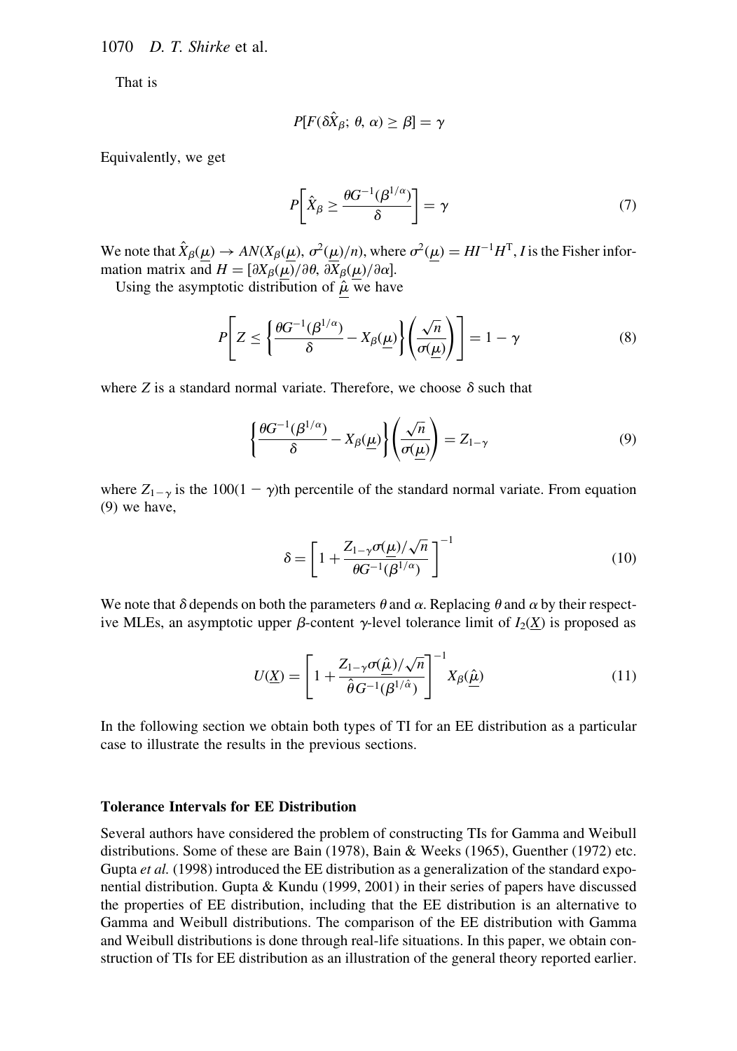That is

$$P[F(\delta\hat{X}_\beta;\, \theta,\, \alpha) \geq \beta] = \gamma$$

Equivalently, we get

$$P\left[\hat{X}_\beta \geq \frac{\theta G^{-1}(\beta^{1/\alpha})}{\delta}\right] = \gamma \tag{7}$$

We note that $\hat{X}_\beta(\underline{\mu}) \rightarrow AN(X_\beta(\underline{\mu}),\, \sigma^2(\underline{\mu})/n)$, where $\sigma^2(\underline{\mu}) = HI^{-1}H^{\mathrm{T}}$, $I$ is the Fisher information matrix and $H = [\partial X_\beta(\underline{\mu})/\partial\theta,\, \partial X_\beta(\underline{\mu})/\partial\alpha]$.

Using the asymptotic distribution of $\hat{\underline{\mu}}$ we have

$$P\left[Z \leq \left\{\frac{\theta G^{-1}(\beta^{1/\alpha})}{\delta} - X_\beta(\underline{\mu})\right\}\left(\frac{\sqrt{n}}{\sigma(\underline{\mu})}\right)\right] = 1 - \gamma \tag{8}$$

where $Z$ is a standard normal variate. Therefore, we choose $\delta$ such that

$$\left\{\frac{\theta G^{-1}(\beta^{1/\alpha})}{\delta} - X_\beta(\underline{\mu})\right\}\left(\frac{\sqrt{n}}{\sigma(\underline{\mu})}\right) = Z_{1-\gamma} \tag{9}$$

where $Z_{1-\gamma}$ is the $100(1-\gamma)$th percentile of the standard normal variate. From equation (9) we have,

$$\delta = \left[1 + \frac{Z_{1-\gamma}\sigma(\underline{\mu})/\sqrt{n}}{\theta G^{-1}(\beta^{1/\alpha})}\right]^{-1} \tag{10}$$

We note that $\delta$ depends on both the parameters $\theta$ and $\alpha$. Replacing $\theta$ and $\alpha$ by their respective MLEs, an asymptotic upper $\beta$-content $\gamma$-level tolerance limit of $I_2(\underline{X})$ is proposed as

$$U(\underline{X}) = \left[1 + \frac{Z_{1-\gamma}\sigma(\hat{\underline{\mu}})/\sqrt{n}}{\hat{\theta} G^{-1}(\beta^{1/\hat{\alpha}})}\right]^{-1} X_\beta(\hat{\underline{\mu}}) \tag{11}$$

In the following section we obtain both types of TI for an EE distribution as a particular case to illustrate the results in the previous sections.

## Tolerance Intervals for EE Distribution

Several authors have considered the problem of constructing TIs for Gamma and Weibull distributions. Some of these are Bain (1978), Bain & Weeks (1965), Guenther (1972) etc. Gupta *et al.* (1998) introduced the EE distribution as a generalization of the standard exponential distribution. Gupta & Kundu (1999, 2001) in their series of papers have discussed the properties of EE distribution, including that the EE distribution is an alternative to Gamma and Weibull distributions. The comparison of the EE distribution with Gamma and Weibull distributions is done through real-life situations. In this paper, we obtain construction of TIs for EE distribution as an illustration of the general theory reported earlier.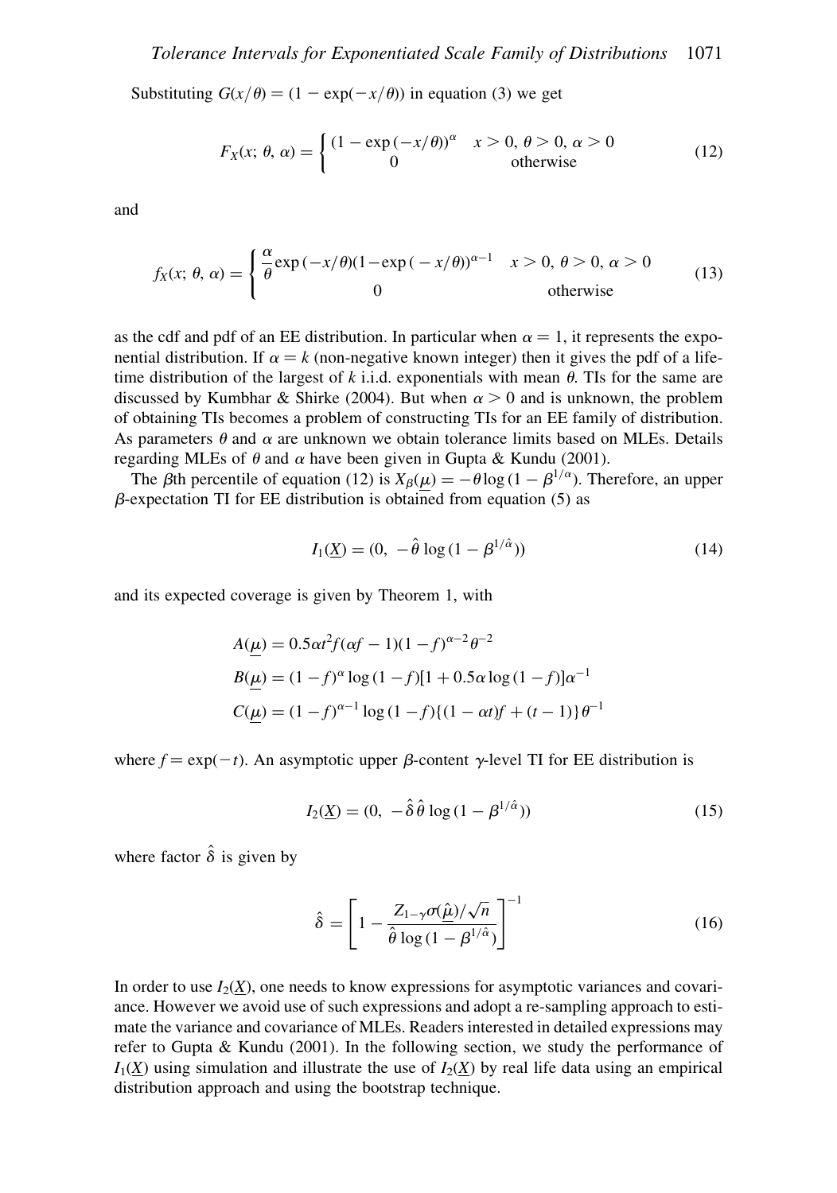Substituting $G(x/\theta) = (1 - \exp(-x/\theta))$ in equation (3) we get

$$F_X(x;\, \theta,\, \alpha) = \begin{cases} (1 - \exp(-x/\theta))^{\alpha} & x > 0,\ \theta > 0,\ \alpha > 0 \\ 0 & \text{otherwise} \end{cases} \tag{12}$$

and

$$f_X(x;\, \theta,\, \alpha) = \begin{cases} \dfrac{\alpha}{\theta} \exp(-x/\theta)(1 - \exp(-x/\theta))^{\alpha - 1} & x > 0,\ \theta > 0,\ \alpha > 0 \\ 0 & \text{otherwise} \end{cases} \tag{13}$$

as the cdf and pdf of an EE distribution. In particular when $\alpha = 1$, it represents the exponential distribution. If $\alpha = k$ (non-negative known integer) then it gives the pdf of a lifetime distribution of the largest of $k$ i.i.d. exponentials with mean $\theta$. TIs for the same are discussed by Kumbhar & Shirke (2004). But when $\alpha > 0$ and is unknown, the problem of obtaining TIs becomes a problem of constructing TIs for an EE family of distribution. As parameters $\theta$ and $\alpha$ are unknown we obtain tolerance limits based on MLEs. Details regarding MLEs of $\theta$ and $\alpha$ have been given in Gupta & Kundu (2001).

The $\beta$th percentile of equation (12) is $X_{\beta}(\underline{\mu}) = -\theta \log(1 - \beta^{1/\alpha})$. Therefore, an upper $\beta$-expectation TI for EE distribution is obtained from equation (5) as

$$I_1(\underline{X}) = (0,\ -\hat{\theta} \log(1 - \beta^{1/\hat{\alpha}})) \tag{14}$$

and its expected coverage is given by Theorem 1, with

$$\begin{aligned}
A(\underline{\mu}) &= 0.5\alpha t^2 f(\alpha f - 1)(1 - f)^{\alpha - 2} \theta^{-2} \\
B(\underline{\mu}) &= (1 - f)^{\alpha} \log(1 - f)[1 + 0.5\alpha \log(1 - f)]\alpha^{-1} \\
C(\underline{\mu}) &= (1 - f)^{\alpha - 1} \log(1 - f)\{(1 - \alpha t)f + (t - 1)\}\theta^{-1}
\end{aligned}$$

where $f = \exp(-t)$. An asymptotic upper $\beta$-content $\gamma$-level TI for EE distribution is

$$I_2(\underline{X}) = (0,\ -\hat{\delta}\,\hat{\theta} \log(1 - \beta^{1/\hat{\alpha}})) \tag{15}$$

where factor $\hat{\delta}$ is given by

$$\hat{\delta} = \left[1 - \frac{Z_{1-\gamma}\sigma(\hat{\underline{\mu}})/\sqrt{n}}{\hat{\theta} \log(1 - \beta^{1/\hat{\alpha}})}\right]^{-1} \tag{16}$$

In order to use $I_2(\underline{X})$, one needs to know expressions for asymptotic variances and covariance. However we avoid use of such expressions and adopt a re-sampling approach to estimate the variance and covariance of MLEs. Readers interested in detailed expressions may refer to Gupta & Kundu (2001). In the following section, we study the performance of $I_1(\underline{X})$ using simulation and illustrate the use of $I_2(\underline{X})$ by real life data using an empirical distribution approach and using the bootstrap technique.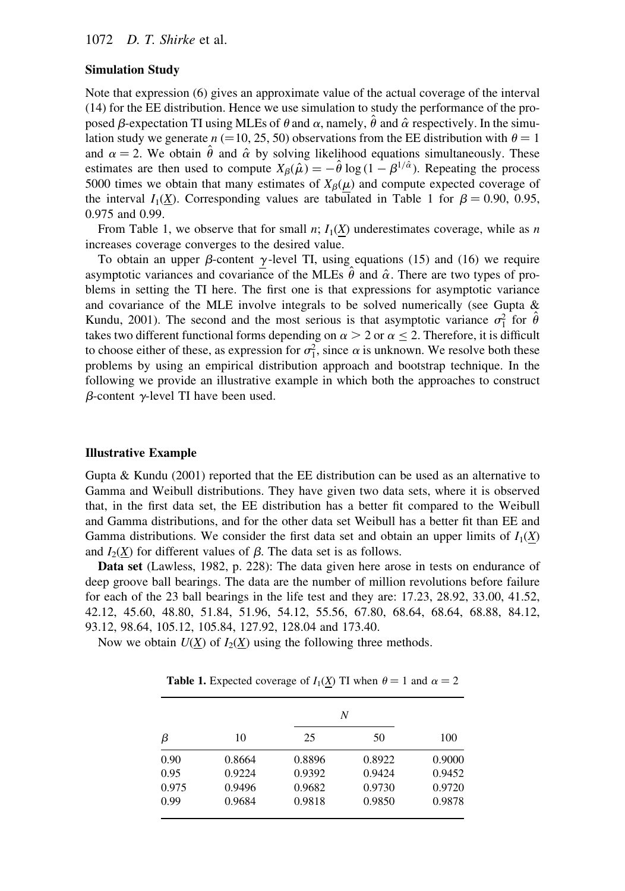### Simulation Study

Note that expression (6) gives an approximate value of the actual coverage of the interval (14) for the EE distribution. Hence we use simulation to study the performance of the proposed $\beta$-expectation TI using MLEs of $\theta$ and $\alpha$, namely, $\hat{\theta}$ and $\hat{\alpha}$ respectively. In the simulation study we generate $n$ (=10, 25, 50) observations from the EE distribution with $\theta = 1$ and $\alpha = 2$. We obtain $\hat{\theta}$ and $\hat{\alpha}$ by solving likelihood equations simultaneously. These estimates are then used to compute $X_\beta(\hat{\mu}) = -\hat{\theta}\log(1 - \beta^{1/\hat{\alpha}})$. Repeating the process 5000 times we obtain that many estimates of $X_\beta(\underline{\mu})$ and compute expected coverage of the interval $I_1(\underline{X})$. Corresponding values are tabulated in Table 1 for $\beta = 0.90$, 0.95, 0.975 and 0.99.

From Table 1, we observe that for small $n$; $I_1(\underline{X})$ underestimates coverage, while as $n$ increases coverage converges to the desired value.

To obtain an upper $\beta$-content $\gamma$-level TI, using equations (15) and (16) we require asymptotic variances and covariance of the MLEs $\hat{\theta}$ and $\hat{\alpha}$. There are two types of problems in setting the TI here. The first one is that expressions for asymptotic variance and covariance of the MLE involve integrals to be solved numerically (see Gupta & Kundu, 2001). The second and the most serious is that asymptotic variance $\sigma_1^2$ for $\hat{\theta}$ takes two different functional forms depending on $\alpha > 2$ or $\alpha \le 2$. Therefore, it is difficult to choose either of these, as expression for $\sigma_1^2$, since $\alpha$ is unknown. We resolve both these problems by using an empirical distribution approach and bootstrap technique. In the following we provide an illustrative example in which both the approaches to construct $\beta$-content $\gamma$-level TI have been used.

### Illustrative Example

Gupta & Kundu (2001) reported that the EE distribution can be used as an alternative to Gamma and Weibull distributions. They have given two data sets, where it is observed that, in the first data set, the EE distribution has a better fit compared to the Weibull and Gamma distributions, and for the other data set Weibull has a better fit than EE and Gamma distributions. We consider the first data set and obtain an upper limits of $I_1(\underline{X})$ and $I_2(\underline{X})$ for different values of $\beta$. The data set is as follows.

**Data set** (Lawless, 1982, p. 228): The data given here arose in tests on endurance of deep groove ball bearings. The data are the number of million revolutions before failure for each of the 23 ball bearings in the life test and they are: 17.23, 28.92, 33.00, 41.52, 42.12, 45.60, 48.80, 51.84, 51.96, 54.12, 55.56, 67.80, 68.64, 68.64, 68.88, 84.12, 93.12, 98.64, 105.12, 105.84, 127.92, 128.04 and 173.40.

Now we obtain $U(\underline{X})$ of $I_2(\underline{X})$ using the following three methods.

**Table 1.** Expected coverage of $I_1(\underline{X})$ TI when $\theta = 1$ and $\alpha = 2$

| | | $N$ | | |
|---|---|---|---|---|
| $\beta$ | 10 | 25 | 50 | 100 |
| 0.90 | 0.8664 | 0.8896 | 0.8922 | 0.9000 |
| 0.95 | 0.9224 | 0.9392 | 0.9424 | 0.9452 |
| 0.975 | 0.9496 | 0.9682 | 0.9730 | 0.9720 |
| 0.99 | 0.9684 | 0.9818 | 0.9850 | 0.9878 |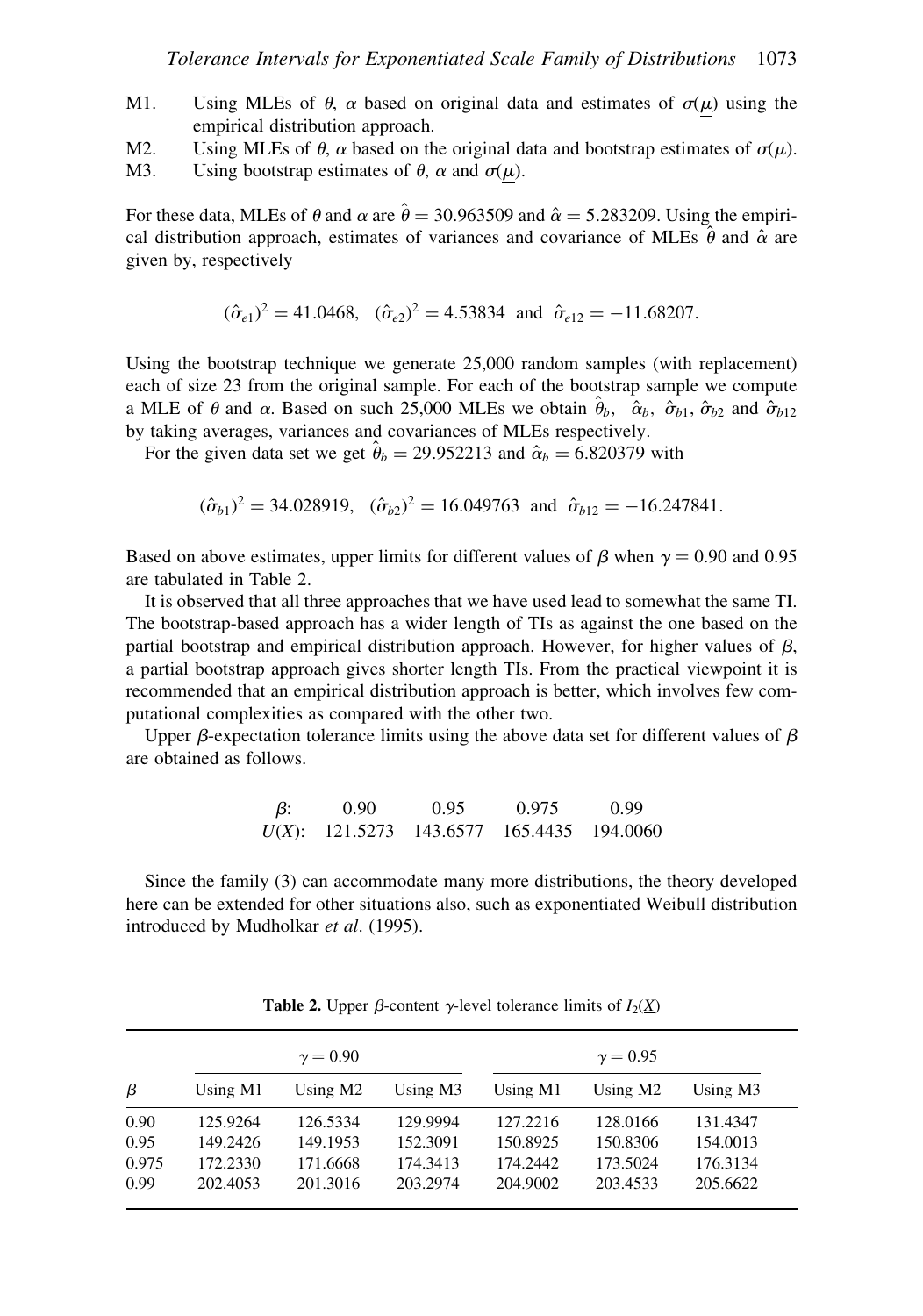M1. Using MLEs of $\theta$, $\alpha$ based on original data and estimates of $\sigma(\underline{\mu})$ using the empirical distribution approach.

M2. Using MLEs of $\theta$, $\alpha$ based on the original data and bootstrap estimates of $\sigma(\underline{\mu})$.

M3. Using bootstrap estimates of $\theta$, $\alpha$ and $\sigma(\underline{\mu})$.

For these data, MLEs of $\theta$ and $\alpha$ are $\hat{\theta} = 30.963509$ and $\hat{\alpha} = 5.283209$. Using the empirical distribution approach, estimates of variances and covariance of MLEs $\hat{\theta}$ and $\hat{\alpha}$ are given by, respectively

$$(\hat{\sigma}_{e1})^2 = 41.0468, \quad (\hat{\sigma}_{e2})^2 = 4.53834 \quad \text{and} \quad \hat{\sigma}_{e12} = -11.68207.$$

Using the bootstrap technique we generate 25,000 random samples (with replacement) each of size 23 from the original sample. For each of the bootstrap sample we compute a MLE of $\theta$ and $\alpha$. Based on such 25,000 MLEs we obtain $\hat{\theta}_b$, $\hat{\alpha}_b$, $\hat{\sigma}_{b1}$, $\hat{\sigma}_{b2}$ and $\hat{\sigma}_{b12}$ by taking averages, variances and covariances of MLEs respectively.

For the given data set we get $\hat{\theta}_b = 29.952213$ and $\hat{\alpha}_b = 6.820379$ with

$$(\hat{\sigma}_{b1})^2 = 34.028919, \quad (\hat{\sigma}_{b2})^2 = 16.049763 \quad \text{and} \quad \hat{\sigma}_{b12} = -16.247841.$$

Based on above estimates, upper limits for different values of $\beta$ when $\gamma = 0.90$ and 0.95 are tabulated in Table 2.

It is observed that all three approaches that we have used lead to somewhat the same TI. The bootstrap-based approach has a wider length of TIs as against the one based on the partial bootstrap and empirical distribution approach. However, for higher values of $\beta$, a partial bootstrap approach gives shorter length TIs. From the practical viewpoint it is recommended that an empirical distribution approach is better, which involves few computational complexities as compared with the other two.

Upper $\beta$-expectation tolerance limits using the above data set for different values of $\beta$ are obtained as follows.

| $\beta$: | 0.90 | 0.95 | 0.975 | 0.99 |
|---|---|---|---|---|
| $U(\underline{X})$: | 121.5273 | 143.6577 | 165.4435 | 194.0060 |

Since the family (3) can accommodate many more distributions, the theory developed here can be extended for other situations also, such as exponentiated Weibull distribution introduced by Mudholkar *et al*. (1995).

**Table 2.** Upper $\beta$-content $\gamma$-level tolerance limits of $I_2(\underline{X})$

| | $\gamma = 0.90$ | | | $\gamma = 0.95$ | | |
|---|---|---|---|---|---|---|
| $\beta$ | Using M1 | Using M2 | Using M3 | Using M1 | Using M2 | Using M3 |
| 0.90 | 125.9264 | 126.5334 | 129.9994 | 127.2216 | 128.0166 | 131.4347 |
| 0.95 | 149.2426 | 149.1953 | 152.3091 | 150.8925 | 150.8306 | 154.0013 |
| 0.975 | 172.2330 | 171.6668 | 174.3413 | 174.2442 | 173.5024 | 176.3134 |
| 0.99 | 202.4053 | 201.3016 | 203.2974 | 204.9002 | 203.4533 | 205.6622 |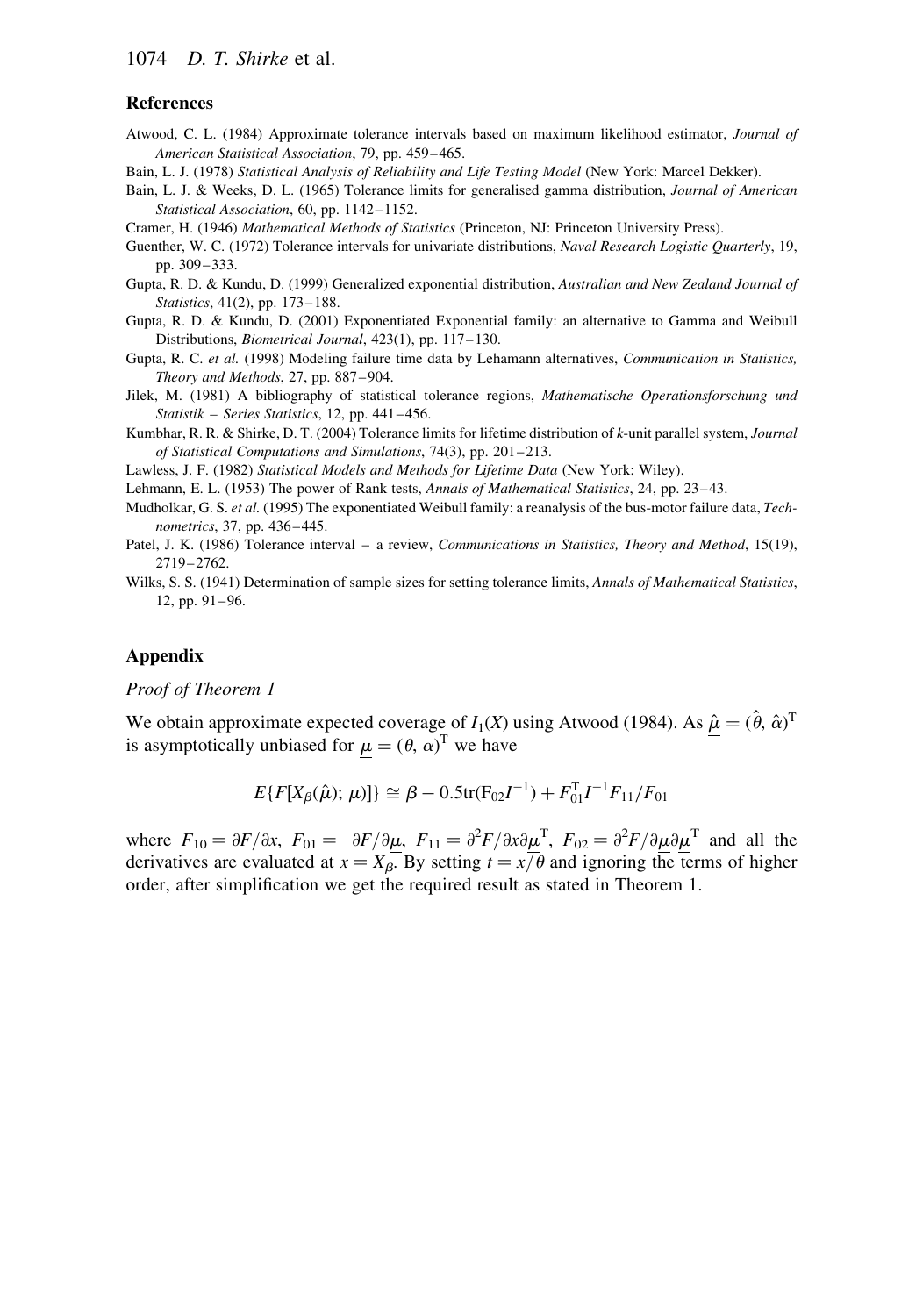## References

Atwood, C. L. (1984) Approximate tolerance intervals based on maximum likelihood estimator, *Journal of American Statistical Association*, 79, pp. 459–465.

Bain, L. J. (1978) *Statistical Analysis of Reliability and Life Testing Model* (New York: Marcel Dekker).

Bain, L. J. & Weeks, D. L. (1965) Tolerance limits for generalised gamma distribution, *Journal of American Statistical Association*, 60, pp. 1142–1152.

Cramer, H. (1946) *Mathematical Methods of Statistics* (Princeton, NJ: Princeton University Press).

Guenther, W. C. (1972) Tolerance intervals for univariate distributions, *Naval Research Logistic Quarterly*, 19, pp. 309–333.

Gupta, R. D. & Kundu, D. (1999) Generalized exponential distribution, *Australian and New Zealand Journal of Statistics*, 41(2), pp. 173–188.

Gupta, R. D. & Kundu, D. (2001) Exponentiated Exponential family: an alternative to Gamma and Weibull Distributions, *Biometrical Journal*, 423(1), pp. 117–130.

Gupta, R. C. *et al.* (1998) Modeling failure time data by Lehamann alternatives, *Communication in Statistics, Theory and Methods*, 27, pp. 887–904.

Jilek, M. (1981) A bibliography of statistical tolerance regions, *Mathematische Operationsforschung und Statistik – Series Statistics*, 12, pp. 441–456.

Kumbhar, R. R. & Shirke, D. T. (2004) Tolerance limits for lifetime distribution of *k*-unit parallel system, *Journal of Statistical Computations and Simulations*, 74(3), pp. 201–213.

Lawless, J. F. (1982) *Statistical Models and Methods for Lifetime Data* (New York: Wiley).

Lehmann, E. L. (1953) The power of Rank tests, *Annals of Mathematical Statistics*, 24, pp. 23–43.

Mudholkar, G. S. *et al.* (1995) The exponentiated Weibull family: a reanalysis of the bus-motor failure data, *Technometrics*, 37, pp. 436–445.

Patel, J. K. (1986) Tolerance interval – a review, *Communications in Statistics, Theory and Method*, 15(19), 2719–2762.

Wilks, S. S. (1941) Determination of sample sizes for setting tolerance limits, *Annals of Mathematical Statistics*, 12, pp. 91–96.

## Appendix

*Proof of Theorem 1*

We obtain approximate expected coverage of $I_1(\underline{X})$ using Atwood (1984). As $\underline{\hat{\mu}} = (\hat{\theta}, \hat{\alpha})^{\mathrm{T}}$ is asymptotically unbiased for $\underline{\mu} = (\theta, \alpha)^{\mathrm{T}}$ we have

$$E\{F[X_{\beta}(\underline{\hat{\mu}}; \underline{\mu})]\} \cong \beta - 0.5\mathrm{tr}(\mathrm{F}_{02}I^{-1}) + F_{01}^{\mathrm{T}} I^{-1} F_{11}/F_{01}$$

where $F_{10} = \partial F/\partial x$, $F_{01} = \partial F/\partial \underline{\mu}$, $F_{11} = \partial^2 F/\partial x \partial \underline{\mu}^{\mathrm{T}}$, $F_{02} = \partial^2 F/\partial \underline{\mu} \partial \underline{\mu}^{\mathrm{T}}$ and all the derivatives are evaluated at $x = X_{\beta}$. By setting $t = x/\theta$ and ignoring the terms of higher order, after simplification we get the required result as stated in Theorem 1.